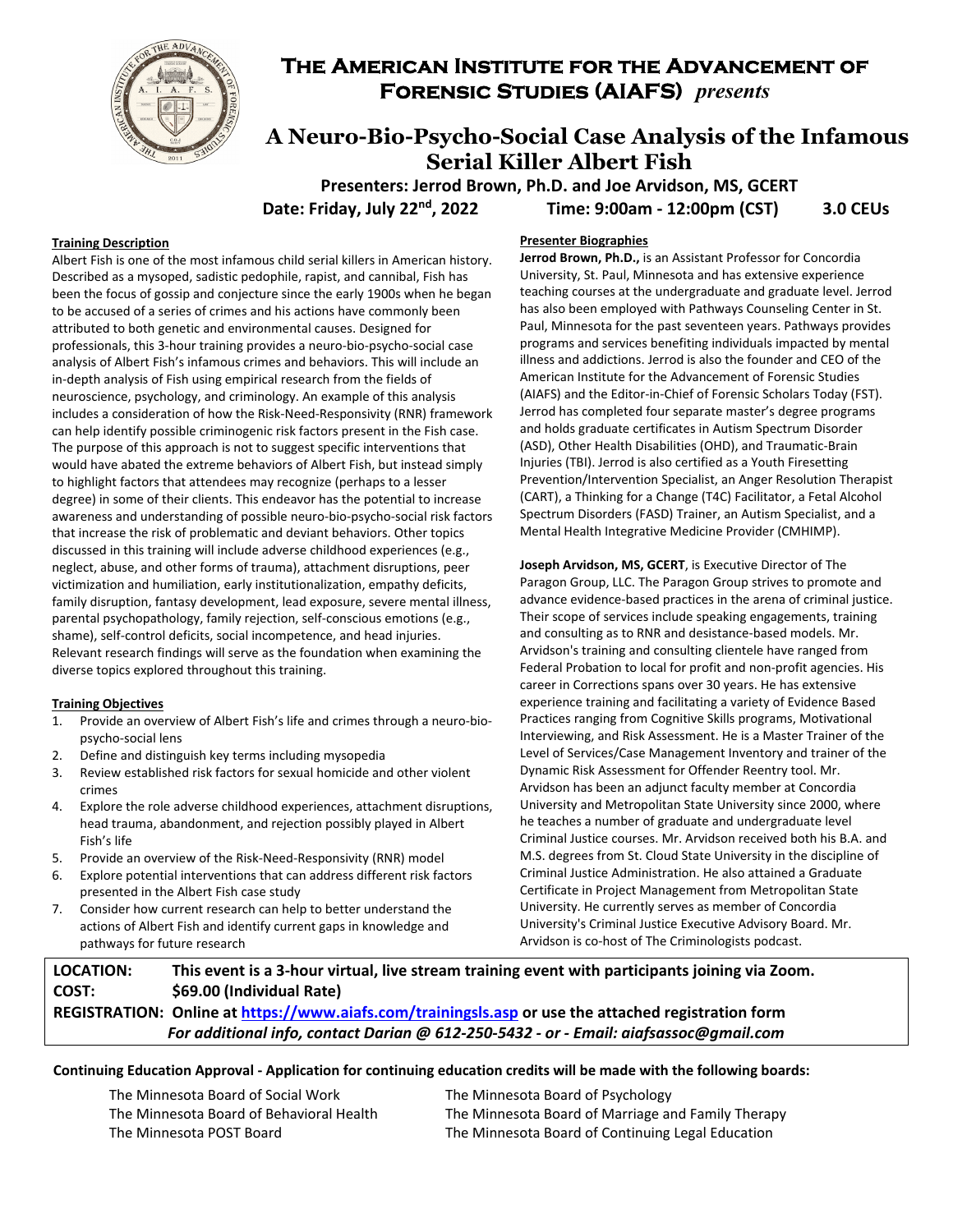# The American Institute for the Advancement of Forensic Studies (AIAFS) *presents*

## A Neuro-Bio-Psycho-Social Case Analysis of the Infamous Serial Killer Albert Fish

**Presenters: Jerrod Brown, Ph.D. and Joe Arvidson, MS, GCERT**

**Date: Friday, July 22nd, 2022 Time: 9:00am - 12:00pm (CST) 3.0 CEUs**

### Training Description

Albert Fish is one of the most infamous child serial killers in American history. Described as a mysoped, sadistic pedophile, rapist, and cannibal, Fish has been the focus of gossip and conjecture since the early 1900s when he began to be accused of a series of crimes and his actions have commonly been attributed to both genetic and environmental causes. Designed for professionals, this 3-hour training provides a neuro-bio-psycho-social case analysis of Albert Fish's infamous crimes and behaviors. This will include an in-depth analysis of Fish using empirical research from the fields of neuroscience, psychology, and criminology. An example of this analysis includes a consideration of how the Risk-Need-Responsivity (RNR) framework can help identify possible criminogenic risk factors present in the Fish case. The purpose of this approach is not to suggest specific interventions that would have abated the extreme behaviors of Albert Fish, but instead simply to highlight factors that attendees may recognize (perhaps to a lesser degree) in some of their clients. This endeavor has the potential to increase awareness and understanding of possible neuro-bio-psycho-social risk factors that increase the risk of problematic and deviant behaviors. Other topics discussed in this training will include adverse childhood experiences (e.g., neglect, abuse, and other forms of trauma), attachment disruptions, peer victimization and humiliation, early institutionalization, empathy deficits, family disruption, fantasy development, lead exposure, severe mental illness, parental psychopathology, family rejection, self-conscious emotions (e.g., shame), self-control deficits, social incompetence, and head injuries. Relevant research findings will serve as the foundation when examining the diverse topics explored throughout this training.

### Training Objectives

1. Provide an overview of Albert Fish's life and crimes through a neuro-bio-psycho-social lens
2. Define and distinguish key terms including mysopedia
3. Review established risk factors for sexual homicide and other violent crimes
4. Explore the role adverse childhood experiences, attachment disruptions, head trauma, abandonment, and rejection possibly played in Albert Fish's life
5. Provide an overview of the Risk-Need-Responsivity (RNR) model
6. Explore potential interventions that can address different risk factors presented in the Albert Fish case study
7. Consider how current research can help to better understand the actions of Albert Fish and identify current gaps in knowledge and pathways for future research

### Presenter Biographies

**Jerrod Brown, Ph.D.,** is an Assistant Professor for Concordia University, St. Paul, Minnesota and has extensive experience teaching courses at the undergraduate and graduate level. Jerrod has also been employed with Pathways Counseling Center in St. Paul, Minnesota for the past seventeen years. Pathways provides programs and services benefiting individuals impacted by mental illness and addictions. Jerrod is also the founder and CEO of the American Institute for the Advancement of Forensic Studies (AIAFS) and the Editor-in-Chief of Forensic Scholars Today (FST). Jerrod has completed four separate master's degree programs and holds graduate certificates in Autism Spectrum Disorder (ASD), Other Health Disabilities (OHD), and Traumatic-Brain Injuries (TBI). Jerrod is also certified as a Youth Firesetting Prevention/Intervention Specialist, an Anger Resolution Therapist (CART), a Thinking for a Change (T4C) Facilitator, a Fetal Alcohol Spectrum Disorders (FASD) Trainer, an Autism Specialist, and a Mental Health Integrative Medicine Provider (CMHIMP).

**Joseph Arvidson, MS, GCERT**, is Executive Director of The Paragon Group, LLC. The Paragon Group strives to promote and advance evidence-based practices in the arena of criminal justice. Their scope of services include speaking engagements, training and consulting as to RNR and desistance-based models. Mr. Arvidson's training and consulting clientele have ranged from Federal Probation to local for profit and non-profit agencies. His career in Corrections spans over 30 years. He has extensive experience training and facilitating a variety of Evidence Based Practices ranging from Cognitive Skills programs, Motivational Interviewing, and Risk Assessment. He is a Master Trainer of the Level of Services/Case Management Inventory and trainer of the Dynamic Risk Assessment for Offender Reentry tool. Mr. Arvidson has been an adjunct faculty member at Concordia University and Metropolitan State University since 2000, where he teaches a number of graduate and undergraduate level Criminal Justice courses. Mr. Arvidson received both his B.A. and M.S. degrees from St. Cloud State University in the discipline of Criminal Justice Administration. He also attained a Graduate Certificate in Project Management from Metropolitan State University. He currently serves as member of Concordia University's Criminal Justice Executive Advisory Board. Mr. Arvidson is co-host of The Criminologists podcast.

**LOCATION:** **This event is a 3-hour virtual, live stream training event with participants joining via Zoom.**

**COST:** **$69.00 (Individual Rate)**

**REGISTRATION: Online at https://www.aiafs.com/trainingsls.asp or use the attached registration form**

***For additional info, contact Darian @ 612-250-5432 - or - Email: aiafsassoc@gmail.com***

**Continuing Education Approval - Application for continuing education credits will be made with the following boards:**

- The Minnesota Board of Social Work
- The Minnesota Board of Behavioral Health
- The Minnesota POST Board
- The Minnesota Board of Psychology
- The Minnesota Board of Marriage and Family Therapy
- The Minnesota Board of Continuing Legal Education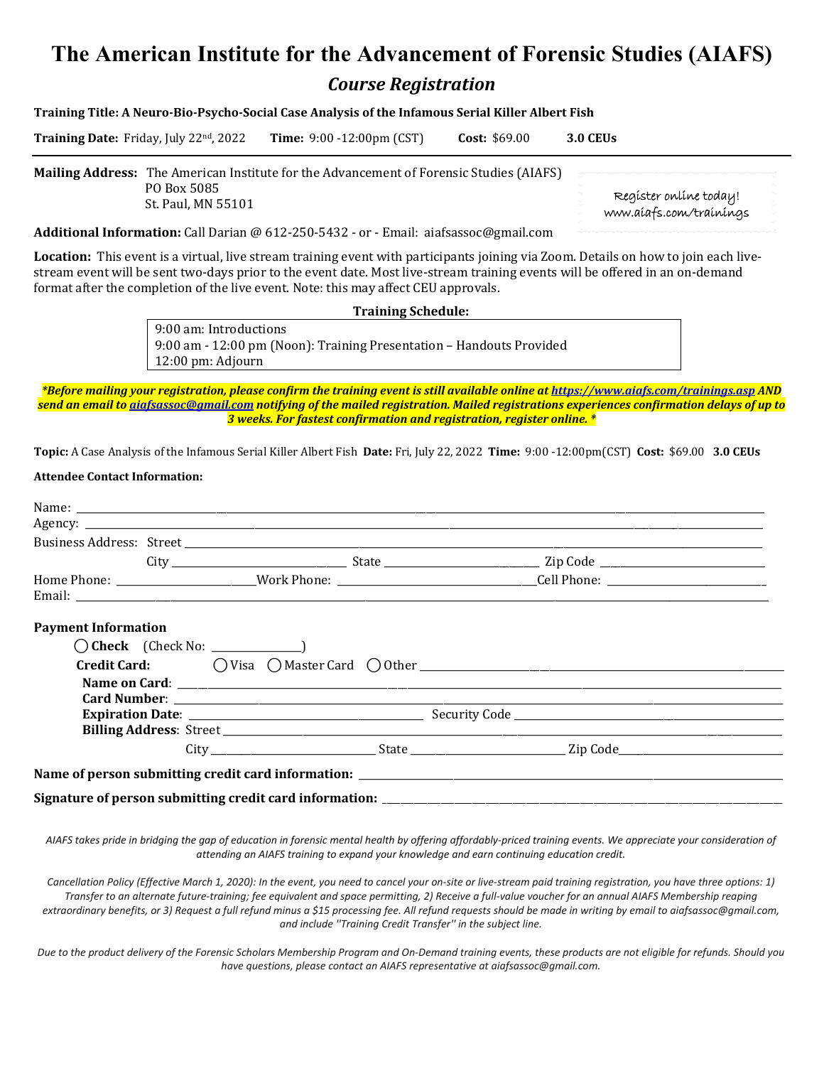# The American Institute for the Advancement of Forensic Studies (AIAFS)

## *Course Registration*

**Training Title: A Neuro-Bio-Psycho-Social Case Analysis of the Infamous Serial Killer Albert Fish**

**Training Date:** Friday, July 22nd, 2022 **Time:** 9:00 -12:00pm (CST) **Cost:** $69.00 **3.0 CEUs**

---

**Mailing Address:** The American Institute for the Advancement of Forensic Studies (AIAFS)
PO Box 5085
St. Paul, MN 55101

Register online today!
www.aiafs.com/trainings

**Additional Information:** Call Darian @ 612-250-5432 - or - Email: aiafsassoc@gmail.com

**Location:** This event is a virtual, live stream training event with participants joining via Zoom. Details on how to join each live-stream event will be sent two-days prior to the event date. Most live-stream training events will be offered in an on-demand format after the completion of the live event. Note: this may affect CEU approvals.

**Training Schedule:**

9:00 am: Introductions
9:00 am - 12:00 pm (Noon): Training Presentation – Handouts Provided
12:00 pm: Adjourn

***\*Before mailing your registration, please confirm the training event is still available online at https://www.aiafs.com/trainings.asp AND send an email to aiafsassoc@gmail.com notifying of the mailed registration. Mailed registrations experiences confirmation delays of up to 3 weeks. For fastest confirmation and registration, register online. \****

**Topic:** A Case Analysis of the Infamous Serial Killer Albert Fish **Date:** Fri, July 22, 2022 **Time:** 9:00 -12:00pm(CST) **Cost:** $69.00 **3.0 CEUs**

**Attendee Contact Information:**

Name: ______________________________
Agency: ______________________________
Business Address: Street ______________________________
City ______________ State ______________ Zip Code ______________
Home Phone: ______________ Work Phone: ______________ Cell Phone: ______________
Email: ______________________________

**Payment Information**

◯ **Check** (Check No: ______________)
**Credit Card:** ◯ Visa ◯ Master Card ◯ Other ______________
**Name on Card**: ______________________________
**Card Number**: ______________________________
**Expiration Date**: ______________ Security Code ______________
**Billing Address**: Street ______________________________
City ______________ State ______________ Zip Code______________

**Name of person submitting credit card information:** ______________________________

**Signature of person submitting credit card information:** ______________________________

*AIAFS takes pride in bridging the gap of education in forensic mental health by offering affordably-priced training events. We appreciate your consideration of attending an AIAFS training to expand your knowledge and earn continuing education credit.*

*Cancellation Policy (Effective March 1, 2020): In the event, you need to cancel your on-site or live-stream paid training registration, you have three options: 1) Transfer to an alternate future-training; fee equivalent and space permitting, 2) Receive a full-value voucher for an annual AIAFS Membership reaping extraordinary benefits, or 3) Request a full refund minus a $15 processing fee. All refund requests should be made in writing by email to aiafsassoc@gmail.com, and include "Training Credit Transfer" in the subject line.*

*Due to the product delivery of the Forensic Scholars Membership Program and On-Demand training events, these products are not eligible for refunds. Should you have questions, please contact an AIAFS representative at aiafsassoc@gmail.com.*